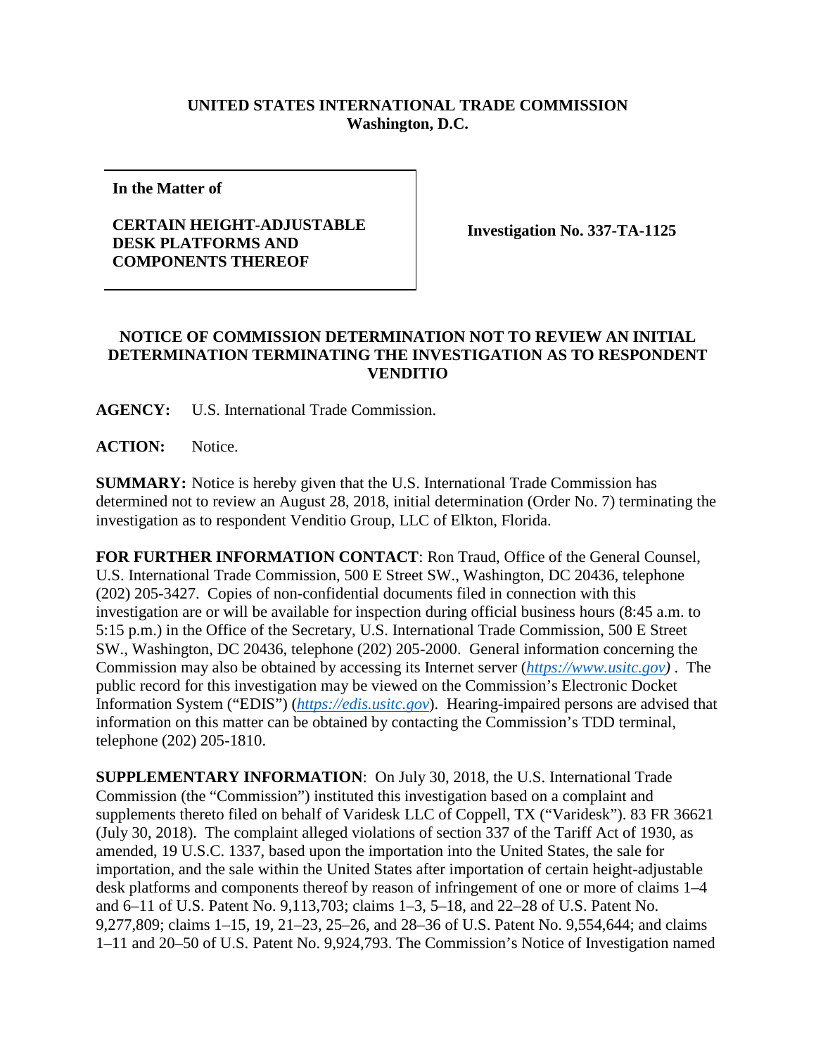**UNITED STATES INTERNATIONAL TRADE COMMISSION**
**Washington, D.C.**

| | |
|---|---|
| **In the Matter of**<br><br>**CERTAIN HEIGHT-ADJUSTABLE DESK PLATFORMS AND COMPONENTS THEREOF** | **Investigation No. 337-TA-1125** |

**NOTICE OF COMMISSION DETERMINATION NOT TO REVIEW AN INITIAL DETERMINATION TERMINATING THE INVESTIGATION AS TO RESPONDENT VENDITIO**

**AGENCY:** U.S. International Trade Commission.

**ACTION:** Notice.

**SUMMARY:** Notice is hereby given that the U.S. International Trade Commission has determined not to review an August 28, 2018, initial determination (Order No. 7) terminating the investigation as to respondent Venditio Group, LLC of Elkton, Florida.

**FOR FURTHER INFORMATION CONTACT**: Ron Traud, Office of the General Counsel, U.S. International Trade Commission, 500 E Street SW., Washington, DC 20436, telephone (202) 205-3427. Copies of non-confidential documents filed in connection with this investigation are or will be available for inspection during official business hours (8:45 a.m. to 5:15 p.m.) in the Office of the Secretary, U.S. International Trade Commission, 500 E Street SW., Washington, DC 20436, telephone (202) 205-2000. General information concerning the Commission may also be obtained by accessing its Internet server (*https://www.usitc.gov*). The public record for this investigation may be viewed on the Commission's Electronic Docket Information System ("EDIS") (*https://edis.usitc.gov*). Hearing-impaired persons are advised that information on this matter can be obtained by contacting the Commission's TDD terminal, telephone (202) 205-1810.

**SUPPLEMENTARY INFORMATION**: On July 30, 2018, the U.S. International Trade Commission (the "Commission") instituted this investigation based on a complaint and supplements thereto filed on behalf of Varidesk LLC of Coppell, TX ("Varidesk"). 83 FR 36621 (July 30, 2018). The complaint alleged violations of section 337 of the Tariff Act of 1930, as amended, 19 U.S.C. 1337, based upon the importation into the United States, the sale for importation, and the sale within the United States after importation of certain height-adjustable desk platforms and components thereof by reason of infringement of one or more of claims 1–4 and 6–11 of U.S. Patent No. 9,113,703; claims 1–3, 5–18, and 22–28 of U.S. Patent No. 9,277,809; claims 1–15, 19, 21–23, 25–26, and 28–36 of U.S. Patent No. 9,554,644; and claims 1–11 and 20–50 of U.S. Patent No. 9,924,793. The Commission's Notice of Investigation named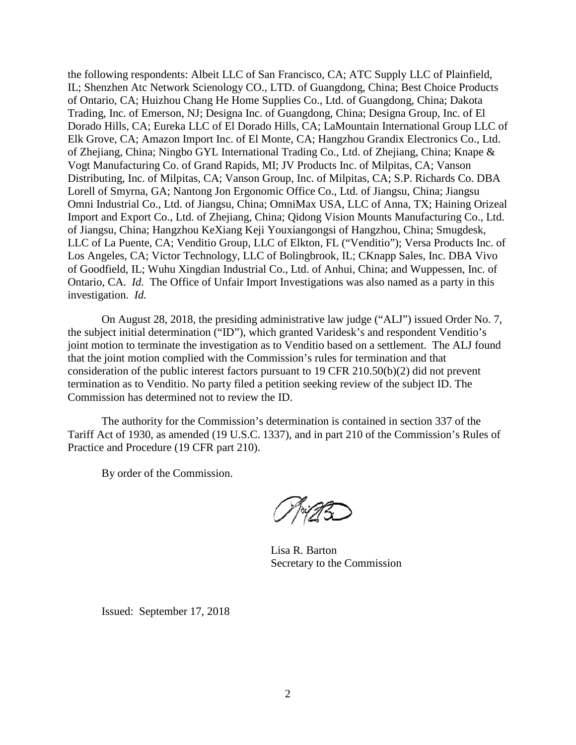the following respondents: Albeit LLC of San Francisco, CA; ATC Supply LLC of Plainfield, IL; Shenzhen Atc Network Scienology CO., LTD. of Guangdong, China; Best Choice Products of Ontario, CA; Huizhou Chang He Home Supplies Co., Ltd. of Guangdong, China; Dakota Trading, Inc. of Emerson, NJ; Designa Inc. of Guangdong, China; Designa Group, Inc. of El Dorado Hills, CA; Eureka LLC of El Dorado Hills, CA; LaMountain International Group LLC of Elk Grove, CA; Amazon Import Inc. of El Monte, CA; Hangzhou Grandix Electronics Co., Ltd. of Zhejiang, China; Ningbo GYL International Trading Co., Ltd. of Zhejiang, China; Knape & Vogt Manufacturing Co. of Grand Rapids, MI; JV Products Inc. of Milpitas, CA; Vanson Distributing, Inc. of Milpitas, CA; Vanson Group, Inc. of Milpitas, CA; S.P. Richards Co. DBA Lorell of Smyrna, GA; Nantong Jon Ergonomic Office Co., Ltd. of Jiangsu, China; Jiangsu Omni Industrial Co., Ltd. of Jiangsu, China; OmniMax USA, LLC of Anna, TX; Haining Orizeal Import and Export Co., Ltd. of Zhejiang, China; Qidong Vision Mounts Manufacturing Co., Ltd. of Jiangsu, China; Hangzhou KeXiang Keji Youxiangongsi of Hangzhou, China; Smugdesk, LLC of La Puente, CA; Venditio Group, LLC of Elkton, FL ("Venditio"); Versa Products Inc. of Los Angeles, CA; Victor Technology, LLC of Bolingbrook, IL; CKnapp Sales, Inc. DBA Vivo of Goodfield, IL; Wuhu Xingdian Industrial Co., Ltd. of Anhui, China; and Wuppessen, Inc. of Ontario, CA. *Id.* The Office of Unfair Import Investigations was also named as a party in this investigation. *Id.*

On August 28, 2018, the presiding administrative law judge ("ALJ") issued Order No. 7, the subject initial determination ("ID"), which granted Varidesk's and respondent Venditio's joint motion to terminate the investigation as to Venditio based on a settlement. The ALJ found that the joint motion complied with the Commission's rules for termination and that consideration of the public interest factors pursuant to 19 CFR 210.50(b)(2) did not prevent termination as to Venditio. No party filed a petition seeking review of the subject ID. The Commission has determined not to review the ID.

The authority for the Commission's determination is contained in section 337 of the Tariff Act of 1930, as amended (19 U.S.C. 1337), and in part 210 of the Commission's Rules of Practice and Procedure (19 CFR part 210).

By order of the Commission.

Lisa R. Barton
Secretary to the Commission

Issued: September 17, 2018